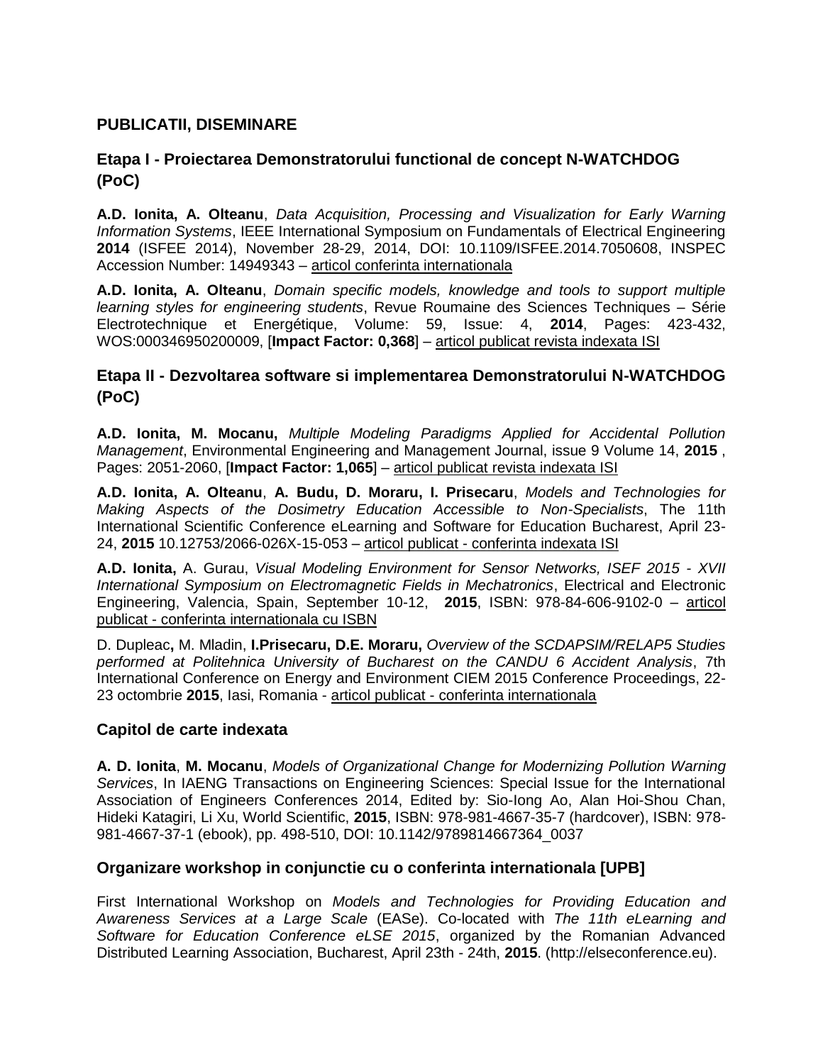## PUBLICATII, DISEMINARE

### Etapa I - Proiectarea Demonstratorului functional de concept N-WATCHDOG (PoC)

**A.D. Ionita, A. Olteanu**, *Data Acquisition, Processing and Visualization for Early Warning Information Systems*, IEEE International Symposium on Fundamentals of Electrical Engineering **2014** (ISFEE 2014), November 28-29, 2014, DOI: 10.1109/ISFEE.2014.7050608, INSPEC Accession Number: 14949343 – articol conferinta internationala

**A.D. Ionita, A. Olteanu**, *Domain specific models, knowledge and tools to support multiple learning styles for engineering students*, Revue Roumaine des Sciences Techniques – Série Electrotechnique et Energétique, Volume: 59, Issue: 4, **2014**, Pages: 423-432, WOS:000346950200009, [**Impact Factor: 0,368**] – articol publicat revista indexata ISI

### Etapa II - Dezvoltarea software si implementarea Demonstratorului N-WATCHDOG (PoC)

**A.D. Ionita, M. Mocanu,** *Multiple Modeling Paradigms Applied for Accidental Pollution Management*, Environmental Engineering and Management Journal, issue 9 Volume 14, **2015** , Pages: 2051-2060, [**Impact Factor: 1,065**] – articol publicat revista indexata ISI

**A.D. Ionita, A. Olteanu**, **A. Budu, D. Moraru, I. Prisecaru**, *Models and Technologies for Making Aspects of the Dosimetry Education Accessible to Non-Specialists*, The 11th International Scientific Conference eLearning and Software for Education Bucharest, April 23-24, **2015** 10.12753/2066-026X-15-053 – articol publicat - conferinta indexata ISI

**A.D. Ionita,** A. Gurau, *Visual Modeling Environment for Sensor Networks, ISEF 2015 - XVII International Symposium on Electromagnetic Fields in Mechatronics*, Electrical and Electronic Engineering, Valencia, Spain, September 10-12, **2015**, ISBN: 978-84-606-9102-0 – articol publicat - conferinta internationala cu ISBN

D. Dupleac**,** M. Mladin, **I.Prisecaru, D.E. Moraru,** *Overview of the SCDAPSIM/RELAP5 Studies performed at Politehnica University of Bucharest on the CANDU 6 Accident Analysis*, 7th International Conference on Energy and Environment CIEM 2015 Conference Proceedings, 22-23 octombrie **2015**, Iasi, Romania - articol publicat - conferinta internationala

### Capitol de carte indexata

**A. D. Ionita**, **M. Mocanu**, *Models of Organizational Change for Modernizing Pollution Warning Services*, In IAENG Transactions on Engineering Sciences: Special Issue for the International Association of Engineers Conferences 2014, Edited by: Sio-Iong Ao, Alan Hoi-Shou Chan, Hideki Katagiri, Li Xu, World Scientific, **2015**, ISBN: 978-981-4667-35-7 (hardcover), ISBN: 978-981-4667-37-1 (ebook), pp. 498-510, DOI: 10.1142/9789814667364_0037

### Organizare workshop in conjunctie cu o conferinta internationala [UPB]

First International Workshop on *Models and Technologies for Providing Education and Awareness Services at a Large Scale* (EASe). Co-located with *The 11th eLearning and Software for Education Conference eLSE 2015*, organized by the Romanian Advanced Distributed Learning Association, Bucharest, April 23th - 24th, **2015**. (http://elseconference.eu).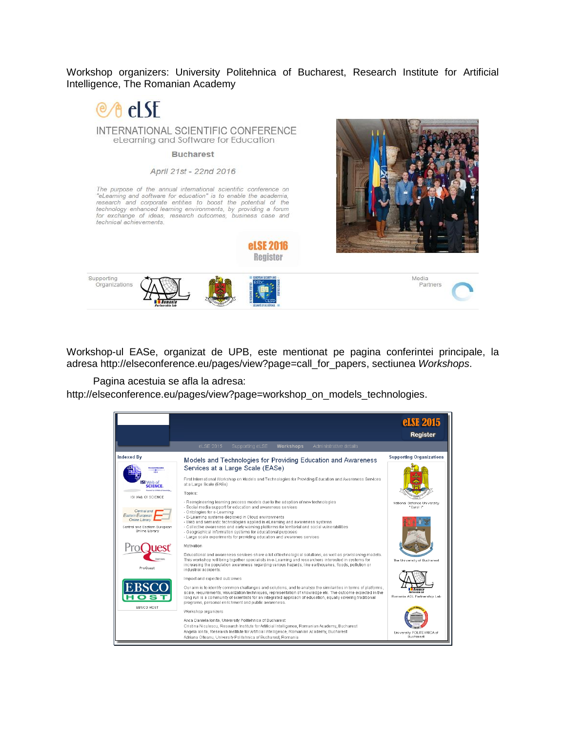Workshop organizers: University Politehnica of Bucharest, Research Institute for Artificial Intelligence, The Romanian Academy

eLSE

INTERNATIONAL SCIENTIFIC CONFERENCE
eLearning and Software for Education

Bucharest

April 21st - 22nd 2016

The purpose of the annual international scientific conference on "eLearning and software for education" is to enable the academia, research and corporate entities to boost the potential of the technology enhanced learning environments, by providing a forum for exchange of ideas, research outcomes, business case and technical achievements.

eLSE 2016 Register

Supporting Organizations

Media Partners

Workshop-ul EASe, organizat de UPB, este mentionat pe pagina conferintei principale, la adresa http://elseconference.eu/pages/view?page=call_for_papers, sectiunea *Workshops*.

Pagina acestuia se afla la adresa: http://elseconference.eu/pages/view?page=workshop_on_models_technologies.

eLSE 2015 Register

eLSE 2015 | Supporting eLSE | Workshops | Administrative details

Indexed By: ISI Web of SCIENCE; Central and Eastern European Online Library; ProQuest; EBSCO HOST

## Models and Technologies for Providing Education and Awareness Services at a Large Scale (EASe)

First International Workshop on Models and Technologies for Providing Education and Awareness Services at a Large Scale (EASe)

Topics:

- Reengineering learning process models due to the adoption of new technologies
- Social media support for education and awareness services
- Ontologies for e-Learning
- E-Learning systems deployed in Cloud environments
- Web and semantic technologies applied in eLearning and awareness systems
- Collective awareness and early warning platforms for territorial and social vulnerabilities
- Geographical information systems for educational purposes
- Large scale experiments for providing education and awarenes services

Motivation

Educational and awareness services share a lot of technological solutions, as well as provisioning models. This workshop will bring together specialists in e-Learning and researchers interested in systems for increasing the population awareness regarding various hazards, like earthquakes, floods, pollution or industrial accidents.

Impact and expected outcomes

Our aim is to identify common challanges and solutions, and to analyze the similarities in terms of platforms, scale, requirements, visualization techniques, representation of knowledge etc. The outcome expected in the long run is a community of scientists for an integrated approach of education, equally covering traditional programs, personal enrichment and public awareness.

Workshop organizers

Anca Daniela Ionita, University Politehnica of Bucharest
Cristina Nicolescu, Research Institute for Artificial Intelligence, Romanian Academy, Bucharest
Angela Ionita, Research Institute for Artificial Intelligence, Romanian Academy, Bucharest
Adriana Olteanu, University Politehnica of Bucharest, Romania

Supporting Organizations: National Defence University "Carol I"; The University of Bucharest; Romania ADL Partnership Lab; University POLITEHNICA of Bucharest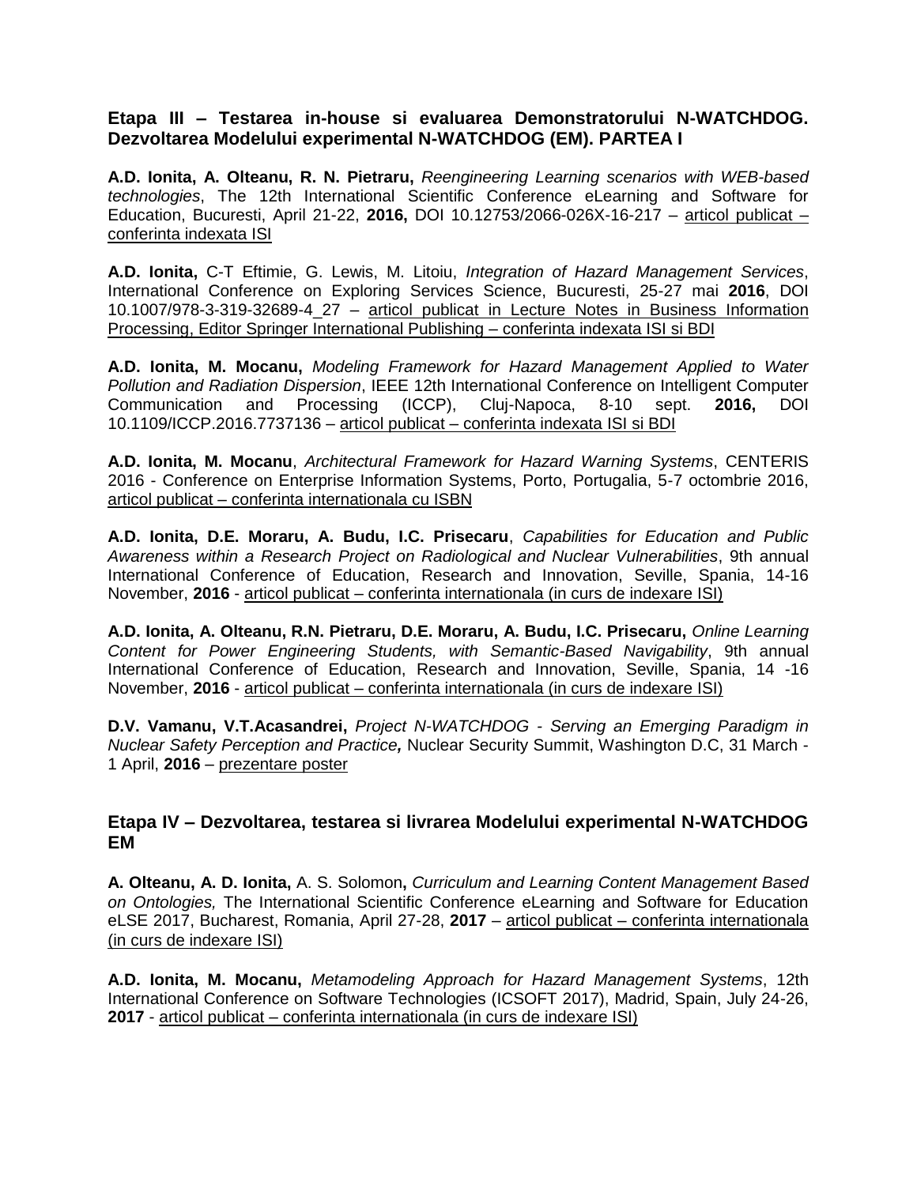### Etapa III – Testarea in-house si evaluarea Demonstratorului N-WATCHDOG. Dezvoltarea Modelului experimental N-WATCHDOG (EM). PARTEA I

**A.D. Ionita, A. Olteanu, R. N. Pietraru,** *Reengineering Learning scenarios with WEB-based technologies*, The 12th International Scientific Conference eLearning and Software for Education, Bucuresti, April 21-22, **2016,** DOI 10.12753/2066-026X-16-217 – articol publicat – conferinta indexata ISI

**A.D. Ionita,** C-T Eftimie, G. Lewis, M. Litoiu, *Integration of Hazard Management Services*, International Conference on Exploring Services Science, Bucuresti, 25-27 mai **2016**, DOI 10.1007/978-3-319-32689-4_27 – articol publicat in Lecture Notes in Business Information Processing, Editor Springer International Publishing – conferinta indexata ISI si BDI

**A.D. Ionita, M. Mocanu,** *Modeling Framework for Hazard Management Applied to Water Pollution and Radiation Dispersion*, IEEE 12th International Conference on Intelligent Computer Communication and Processing (ICCP), Cluj-Napoca, 8-10 sept. **2016,** DOI 10.1109/ICCP.2016.7737136 – articol publicat – conferinta indexata ISI si BDI

**A.D. Ionita, M. Mocanu**, *Architectural Framework for Hazard Warning Systems*, CENTERIS 2016 - Conference on Enterprise Information Systems, Porto, Portugalia, 5-7 octombrie 2016, articol publicat – conferinta internationala cu ISBN

**A.D. Ionita, D.E. Moraru, A. Budu, I.C. Prisecaru**, *Capabilities for Education and Public Awareness within a Research Project on Radiological and Nuclear Vulnerabilities*, 9th annual International Conference of Education, Research and Innovation, Seville, Spania, 14-16 November, **2016** - articol publicat – conferinta internationala (in curs de indexare ISI)

**A.D. Ionita, A. Olteanu, R.N. Pietraru, D.E. Moraru, A. Budu, I.C. Prisecaru,** *Online Learning Content for Power Engineering Students, with Semantic-Based Navigability*, 9th annual International Conference of Education, Research and Innovation, Seville, Spania, 14 -16 November, **2016** - articol publicat – conferinta internationala (in curs de indexare ISI)

**D.V. Vamanu, V.T.Acasandrei,** *Project N-WATCHDOG - Serving an Emerging Paradigm in Nuclear Safety Perception and Practice,* Nuclear Security Summit, Washington D.C, 31 March - 1 April, **2016** – prezentare poster

### Etapa IV – Dezvoltarea, testarea si livrarea Modelului experimental N-WATCHDOG EM

**A. Olteanu, A. D. Ionita,** A. S. Solomon**,** *Curriculum and Learning Content Management Based on Ontologies,* The International Scientific Conference eLearning and Software for Education eLSE 2017, Bucharest, Romania, April 27-28, **2017** – articol publicat – conferinta internationala (in curs de indexare ISI)

**A.D. Ionita, M. Mocanu,** *Metamodeling Approach for Hazard Management Systems*, 12th International Conference on Software Technologies (ICSOFT 2017), Madrid, Spain, July 24-26, **2017** - articol publicat – conferinta internationala (in curs de indexare ISI)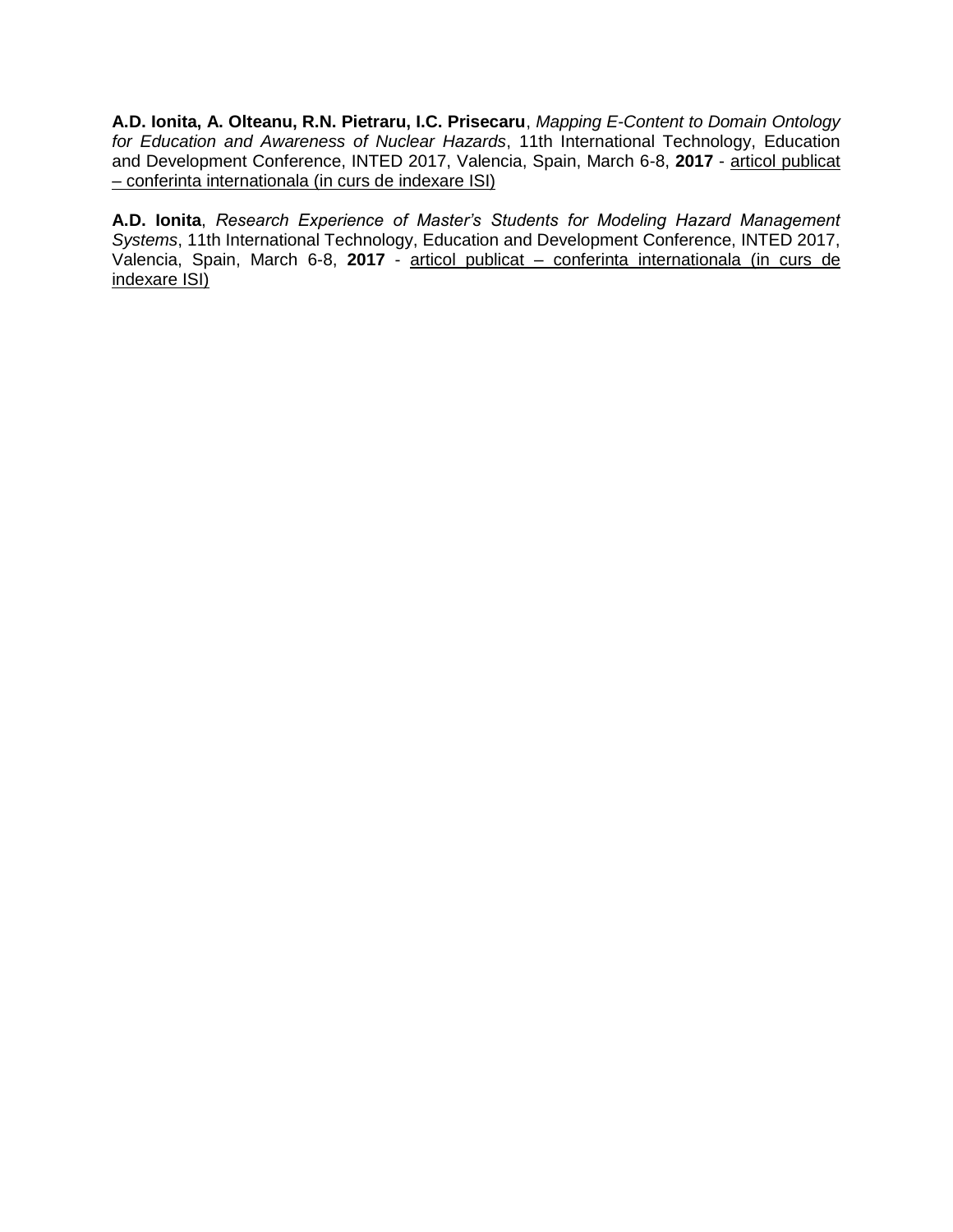**A.D. Ionita, A. Olteanu, R.N. Pietraru, I.C. Prisecaru**, *Mapping E-Content to Domain Ontology for Education and Awareness of Nuclear Hazards*, 11th International Technology, Education and Development Conference, INTED 2017, Valencia, Spain, March 6-8, **2017** - <u>articol publicat – conferinta internationala (in curs de indexare ISI)</u>

**A.D. Ionita**, *Research Experience of Master's Students for Modeling Hazard Management Systems*, 11th International Technology, Education and Development Conference, INTED 2017, Valencia, Spain, March 6-8, **2017** - <u>articol publicat – conferinta internationala (in curs de indexare ISI)</u>